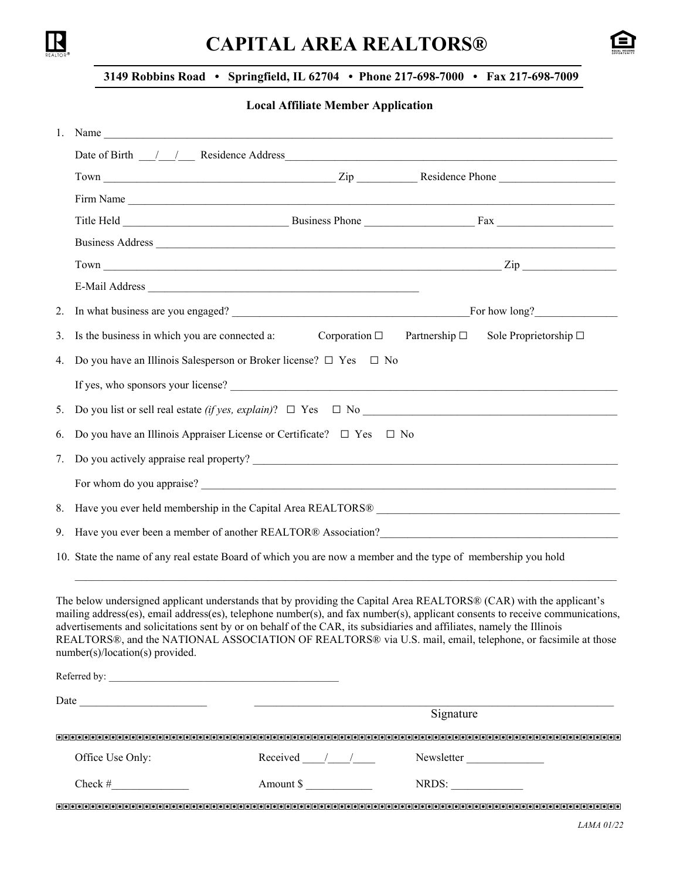# CAPITAL AREA REALTORS®

**3149 Robbins Road • Springfield, IL 62704 • Phone 217-698-7000 • Fax 217-698-7009**

**Local Affiliate Member Application**

1. Name ______________________________________________

   Date of Birth ___/___/___ Residence Address ______________________________________________

   Town ______________________ Zip __________ Residence Phone ____________________

   Firm Name ______________________________________________

   Title Held ____________________ Business Phone ____________________ Fax ____________________

   Business Address ______________________________________________

   Town ______________________________________________ Zip ________________

   E-Mail Address ______________________________________________

2. In what business are you engaged? ______________________________For how long?_______________

3. Is the business in which you are connected a: Corporation ☐ Partnership ☐ Sole Proprietorship ☐

4. Do you have an Illinois Salesperson or Broker license? ☐ Yes ☐ No

   If yes, who sponsors your license? ______________________________________________

5. Do you list or sell real estate *(if yes, explain)*? ☐ Yes ☐ No ______________________________

6. Do you have an Illinois Appraiser License or Certificate? ☐ Yes ☐ No

7. Do you actively appraise real property? ______________________________________________

   For whom do you appraise? ______________________________________________

8. Have you ever held membership in the Capital Area REALTORS® ______________________________

9. Have you ever been a member of another REALTOR® Association?______________________________

10. State the name of any real estate Board of which you are now a member and the type of membership you hold

    ______________________________________________

The below undersigned applicant understands that by providing the Capital Area REALTORS® (CAR) with the applicant's mailing address(es), email address(es), telephone number(s), and fax number(s), applicant consents to receive communications, advertisements and solicitations sent by or on behalf of the CAR, its subsidiaries and affiliates, namely the Illinois REALTORS®, and the NATIONAL ASSOCIATION OF REALTORS® via U.S. mail, email, telephone, or facsimile at those number(s)/location(s) provided.

Referred by: ______________________________

Date ______________________ ______________________________________________

Signature

---

| Office Use Only: | Received ____/____/____ | Newsletter ______________ |
|---|---|---|
| Check #______________ | Amount $ ____________ | NRDS: _____________ |

---

LAMA 01/22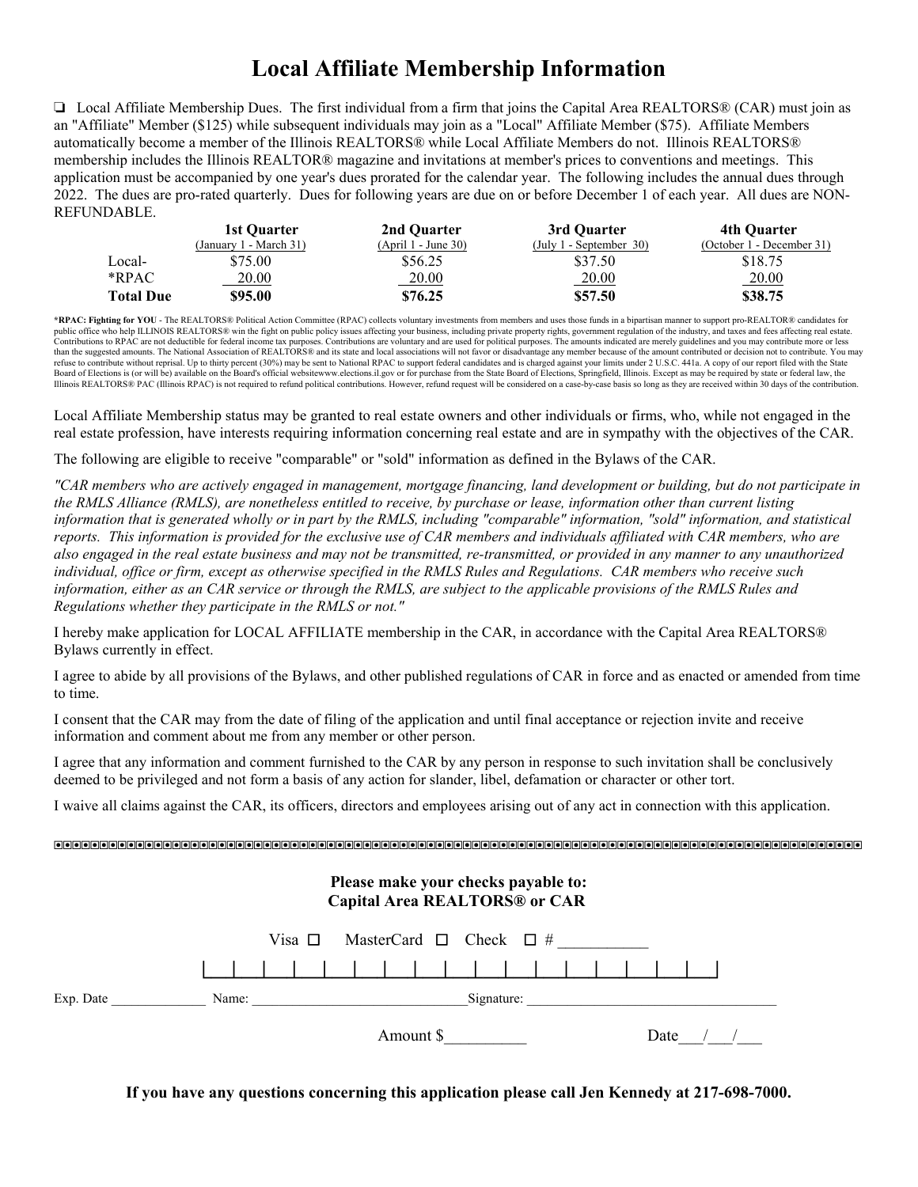# Local Affiliate Membership Information

❑ Local Affiliate Membership Dues. The first individual from a firm that joins the Capital Area REALTORS® (CAR) must join as an "Affiliate" Member ($125) while subsequent individuals may join as a "Local" Affiliate Member ($75). Affiliate Members automatically become a member of the Illinois REALTORS® while Local Affiliate Members do not. Illinois REALTORS® membership includes the Illinois REALTOR® magazine and invitations at member's prices to conventions and meetings. This application must be accompanied by one year's dues prorated for the calendar year. The following includes the annual dues through 2022. The dues are pro-rated quarterly. Dues for following years are due on or before December 1 of each year. All dues are NON-REFUNDABLE.

| | 1st Quarter (January 1 - March 31) | 2nd Quarter (April 1 - June 30) | 3rd Quarter (July 1 - September 30) | 4th Quarter (October 1 - December 31) |
|---|---|---|---|---|
| Local- | $75.00 | $56.25 | $37.50 | $18.75 |
| *RPAC | 20.00 | 20.00 | 20.00 | 20.00 |
| **Total Due** | **$95.00** | **$76.25** | **$57.50** | **$38.75** |

***RPAC: Fighting for YOU** - The REALTORS® Political Action Committee (RPAC) collects voluntary investments from members and uses those funds in a bipartisan manner to support pro-REALTOR® candidates for public office who help ILLINOIS REALTORS® win the fight on public policy issues affecting your business, including private property rights, government regulation of the industry, and taxes and fees affecting real estate. Contributions to RPAC are not deductible for federal income tax purposes. Contributions are voluntary and are used for political purposes. The amounts indicated are merely guidelines and you may contribute more or less than the suggested amounts. The National Association of REALTORS® and its state and local associations will not favor or disadvantage any member because of the amount contributed or decision not to contribute. You may refuse to contribute without reprisal. Up to thirty percent (30%) may be sent to National RPAC to support federal candidates and is charged against your limits under 2 U.S.C. 441a. A copy of our report filed with the State Board of Elections is (or will be) available on the Board's official websitewww.elections.il.gov or for purchase from the State Board of Elections, Springfield, Illinois. Except as may be required by state or federal law, the Illinois REALTORS® PAC (Illinois RPAC) is not required to refund political contributions. However, refund request will be considered on a case-by-case basis so long as they are received within 30 days of the contribution.

Local Affiliate Membership status may be granted to real estate owners and other individuals or firms, who, while not engaged in the real estate profession, have interests requiring information concerning real estate and are in sympathy with the objectives of the CAR.

The following are eligible to receive "comparable" or "sold" information as defined in the Bylaws of the CAR.

*"CAR members who are actively engaged in management, mortgage financing, land development or building, but do not participate in the RMLS Alliance (RMLS), are nonetheless entitled to receive, by purchase or lease, information other than current listing information that is generated wholly or in part by the RMLS, including "comparable" information, "sold" information, and statistical reports. This information is provided for the exclusive use of CAR members and individuals affiliated with CAR members, who are also engaged in the real estate business and may not be transmitted, re-transmitted, or provided in any manner to any unauthorized individual, office or firm, except as otherwise specified in the RMLS Rules and Regulations. CAR members who receive such information, either as an CAR service or through the RMLS, are subject to the applicable provisions of the RMLS Rules and Regulations whether they participate in the RMLS or not."*

I hereby make application for LOCAL AFFILIATE membership in the CAR, in accordance with the Capital Area REALTORS® Bylaws currently in effect.

I agree to abide by all provisions of the Bylaws, and other published regulations of CAR in force and as enacted or amended from time to time.

I consent that the CAR may from the date of filing of the application and until final acceptance or rejection invite and receive information and comment about me from any member or other person.

I agree that any information and comment furnished to the CAR by any person in response to such invitation shall be conclusively deemed to be privileged and not form a basis of any action for slander, libel, defamation or character or other tort.

I waive all claims against the CAR, its officers, directors and employees arising out of any act in connection with this application.

---

**Please make your checks payable to:**
**Capital Area REALTORS® or CAR**

Visa ☐ MasterCard ☐ Check ☐ # ___________

|__|__|__|__|__|__|__|__|__|__|__|__|__|__|__|__|__|

Exp. Date ______________ Name: ________________________________ Signature: ______________________________________

Amount $__________ Date___/___/___

**If you have any questions concerning this application please call Jen Kennedy at 217-698-7000.**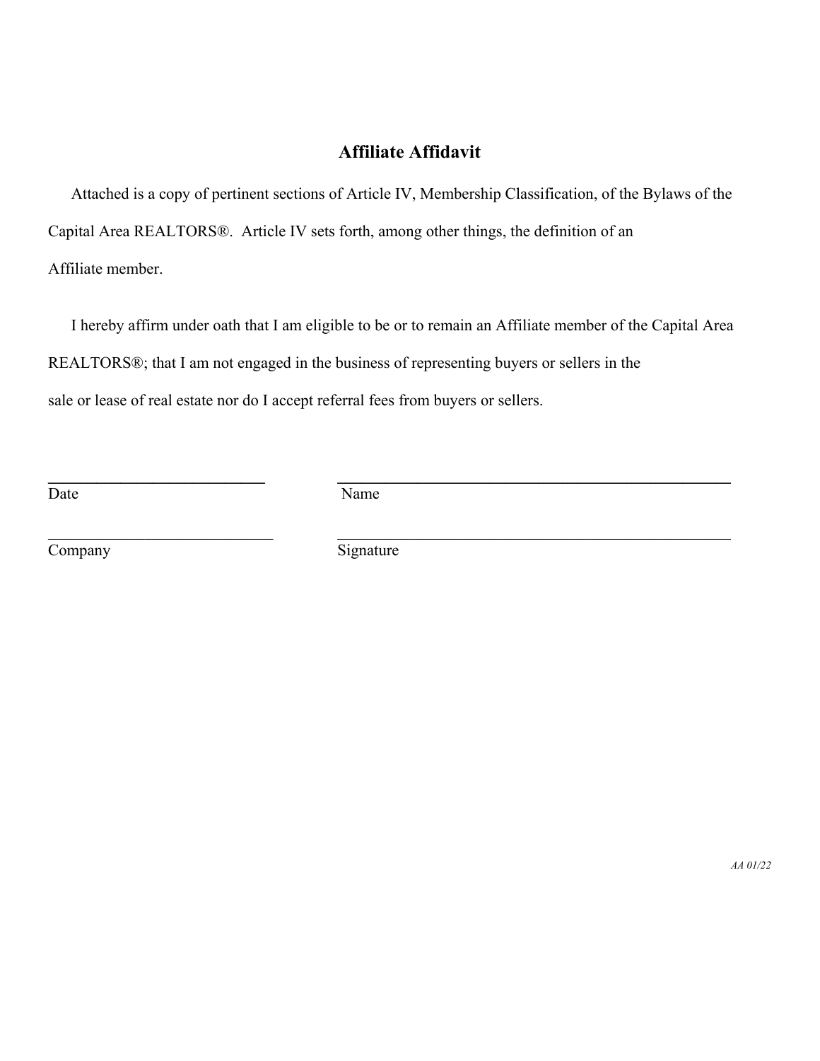## Affiliate Affidavit

Attached is a copy of pertinent sections of Article IV, Membership Classification, of the Bylaws of the Capital Area REALTORS®. Article IV sets forth, among other things, the definition of an Affiliate member.

I hereby affirm under oath that I am eligible to be or to remain an Affiliate member of the Capital Area REALTORS®; that I am not engaged in the business of representing buyers or sellers in the sale or lease of real estate nor do I accept referral fees from buyers or sellers.

| | |
|---|---|
| ____________________________ | ____________________________________________________ |
| Date | Name |
| ____________________________ | ____________________________________________________ |
| Company | Signature |

*AA 01/22*